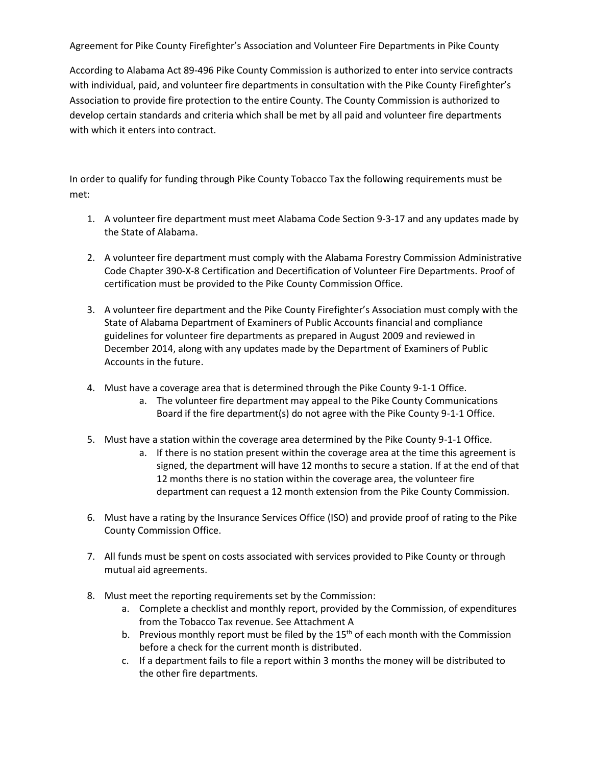Agreement for Pike County Firefighter's Association and Volunteer Fire Departments in Pike County

According to Alabama Act 89-496 Pike County Commission is authorized to enter into service contracts with individual, paid, and volunteer fire departments in consultation with the Pike County Firefighter's Association to provide fire protection to the entire County. The County Commission is authorized to develop certain standards and criteria which shall be met by all paid and volunteer fire departments with which it enters into contract.

In order to qualify for funding through Pike County Tobacco Tax the following requirements must be met:

1. A volunteer fire department must meet Alabama Code Section 9-3-17 and any updates made by the State of Alabama.

2. A volunteer fire department must comply with the Alabama Forestry Commission Administrative Code Chapter 390-X-8 Certification and Decertification of Volunteer Fire Departments. Proof of certification must be provided to the Pike County Commission Office.

3. A volunteer fire department and the Pike County Firefighter's Association must comply with the State of Alabama Department of Examiners of Public Accounts financial and compliance guidelines for volunteer fire departments as prepared in August 2009 and reviewed in December 2014, along with any updates made by the Department of Examiners of Public Accounts in the future.

4. Must have a coverage area that is determined through the Pike County 9-1-1 Office.
    a. The volunteer fire department may appeal to the Pike County Communications Board if the fire department(s) do not agree with the Pike County 9-1-1 Office.

5. Must have a station within the coverage area determined by the Pike County 9-1-1 Office.
    a. If there is no station present within the coverage area at the time this agreement is signed, the department will have 12 months to secure a station. If at the end of that 12 months there is no station within the coverage area, the volunteer fire department can request a 12 month extension from the Pike County Commission.

6. Must have a rating by the Insurance Services Office (ISO) and provide proof of rating to the Pike County Commission Office.

7. All funds must be spent on costs associated with services provided to Pike County or through mutual aid agreements.

8. Must meet the reporting requirements set by the Commission:
    a. Complete a checklist and monthly report, provided by the Commission, of expenditures from the Tobacco Tax revenue. See Attachment A
    b. Previous monthly report must be filed by the 15th of each month with the Commission before a check for the current month is distributed.
    c. If a department fails to file a report within 3 months the money will be distributed to the other fire departments.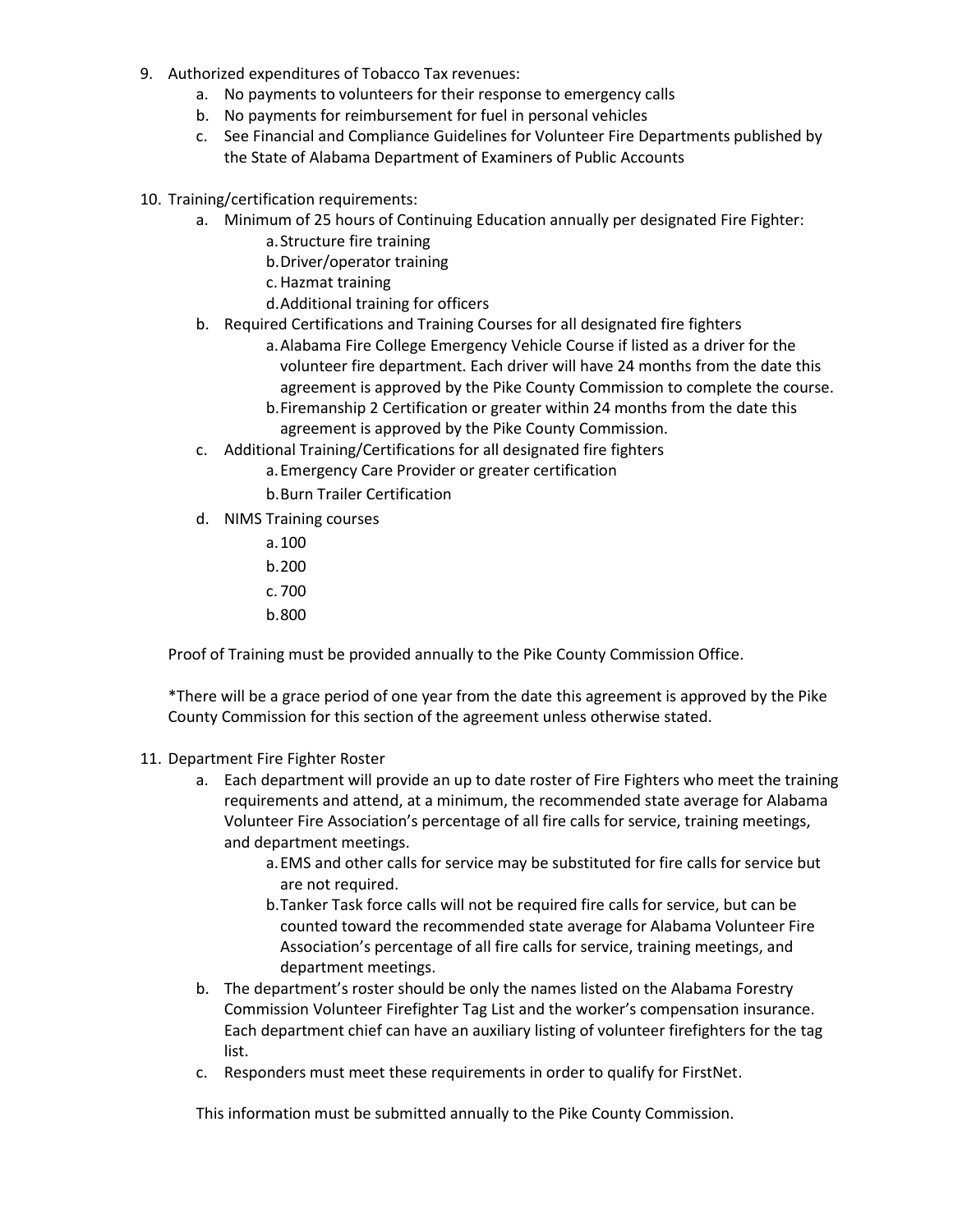9. Authorized expenditures of Tobacco Tax revenues:
    a. No payments to volunteers for their response to emergency calls
    b. No payments for reimbursement for fuel in personal vehicles
    c. See Financial and Compliance Guidelines for Volunteer Fire Departments published by the State of Alabama Department of Examiners of Public Accounts

10. Training/certification requirements:
    a. Minimum of 25 hours of Continuing Education annually per designated Fire Fighter:
        a. Structure fire training
        b. Driver/operator training
        c. Hazmat training
        d. Additional training for officers
    b. Required Certifications and Training Courses for all designated fire fighters
        a. Alabama Fire College Emergency Vehicle Course if listed as a driver for the volunteer fire department. Each driver will have 24 months from the date this agreement is approved by the Pike County Commission to complete the course.
        b. Firemanship 2 Certification or greater within 24 months from the date this agreement is approved by the Pike County Commission.
    c. Additional Training/Certifications for all designated fire fighters
        a. Emergency Care Provider or greater certification
        b. Burn Trailer Certification
    d. NIMS Training courses
        a. 100
        b. 200
        c. 700
        b. 800

    Proof of Training must be provided annually to the Pike County Commission Office.

    *There will be a grace period of one year from the date this agreement is approved by the Pike County Commission for this section of the agreement unless otherwise stated.

11. Department Fire Fighter Roster
    a. Each department will provide an up to date roster of Fire Fighters who meet the training requirements and attend, at a minimum, the recommended state average for Alabama Volunteer Fire Association's percentage of all fire calls for service, training meetings, and department meetings.
        a. EMS and other calls for service may be substituted for fire calls for service but are not required.
        b. Tanker Task force calls will not be required fire calls for service, but can be counted toward the recommended state average for Alabama Volunteer Fire Association's percentage of all fire calls for service, training meetings, and department meetings.
    b. The department's roster should be only the names listed on the Alabama Forestry Commission Volunteer Firefighter Tag List and the worker's compensation insurance. Each department chief can have an auxiliary listing of volunteer firefighters for the tag list.
    c. Responders must meet these requirements in order to qualify for FirstNet.

    This information must be submitted annually to the Pike County Commission.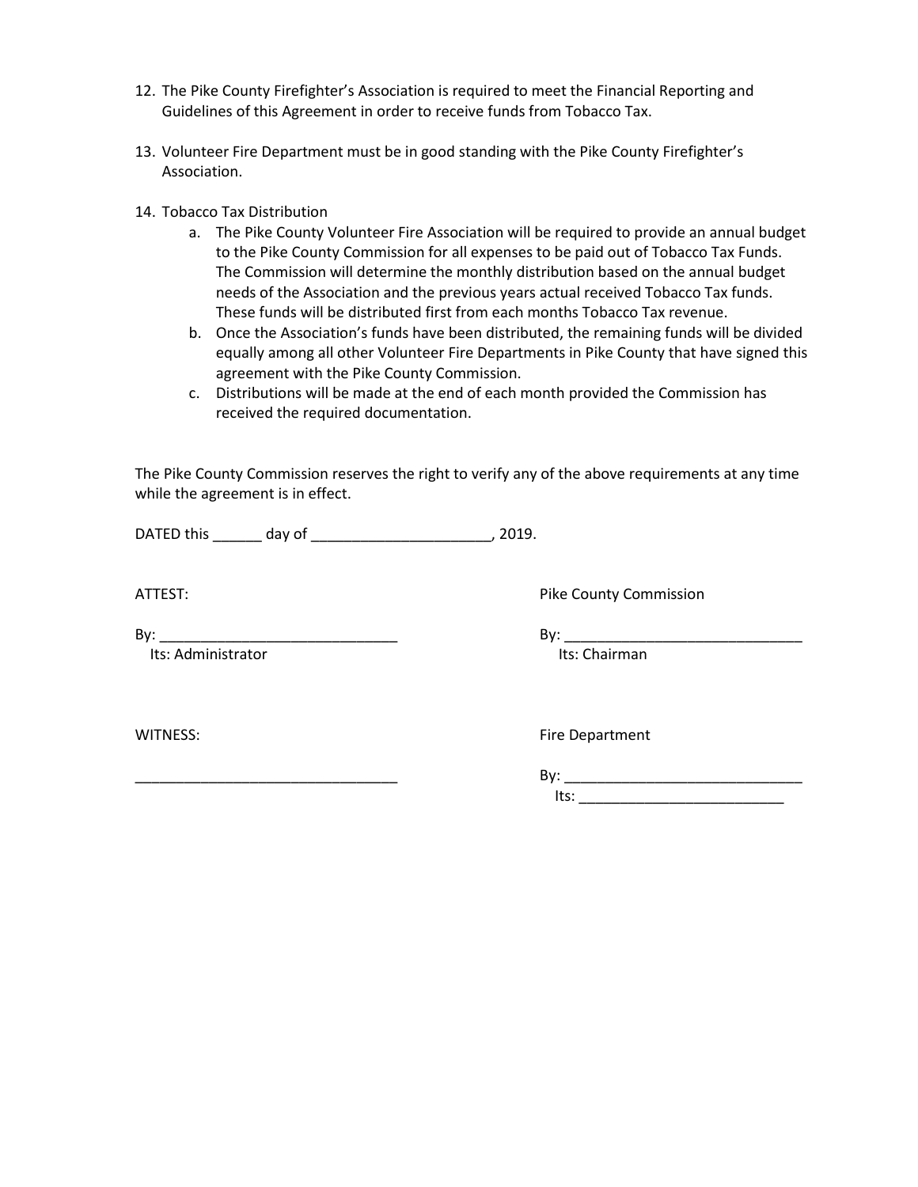12. The Pike County Firefighter's Association is required to meet the Financial Reporting and Guidelines of this Agreement in order to receive funds from Tobacco Tax.

13. Volunteer Fire Department must be in good standing with the Pike County Firefighter's Association.

14. Tobacco Tax Distribution
    a. The Pike County Volunteer Fire Association will be required to provide an annual budget to the Pike County Commission for all expenses to be paid out of Tobacco Tax Funds. The Commission will determine the monthly distribution based on the annual budget needs of the Association and the previous years actual received Tobacco Tax funds. These funds will be distributed first from each months Tobacco Tax revenue.
    b. Once the Association's funds have been distributed, the remaining funds will be divided equally among all other Volunteer Fire Departments in Pike County that have signed this agreement with the Pike County Commission.
    c. Distributions will be made at the end of each month provided the Commission has received the required documentation.

The Pike County Commission reserves the right to verify any of the above requirements at any time while the agreement is in effect.

DATED this ______ day of ______________________, 2019.

ATTEST:

By: ______________________________
Its: Administrator

Pike County Commission

By: ______________________________
Its: Chairman

WITNESS:

________________________________

Fire Department

By: ______________________________
Its: __________________________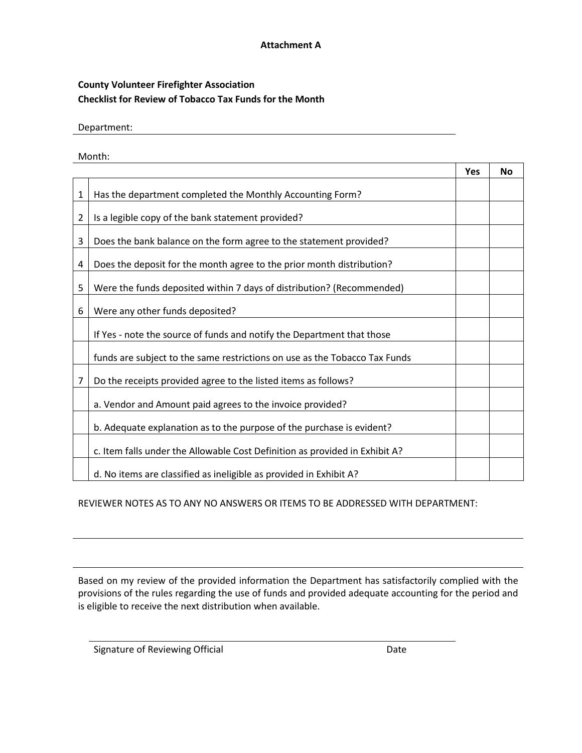**Attachment A**

**County Volunteer Firefighter Association**
**Checklist for Review of Tobacco Tax Funds for the Month**

Department: ______________________________________________

Month: ______________________________________________

| | | Yes | No |
|---|---|---|---|
| 1 | Has the department completed the Monthly Accounting Form? | | |
| 2 | Is a legible copy of the bank statement provided? | | |
| 3 | Does the bank balance on the form agree to the statement provided? | | |
| 4 | Does the deposit for the month agree to the prior month distribution? | | |
| 5 | Were the funds deposited within 7 days of distribution? (Recommended) | | |
| 6 | Were any other funds deposited? | | |
| | If Yes - note the source of funds and notify the Department that those | | |
| | funds are subject to the same restrictions on use as the Tobacco Tax Funds | | |
| 7 | Do the receipts provided agree to the listed items as follows? | | |
| | a. Vendor and Amount paid agrees to the invoice provided? | | |
| | b. Adequate explanation as to the purpose of the purchase is evident? | | |
| | c. Item falls under the Allowable Cost Definition as provided in Exhibit A? | | |
| | d. No items are classified as ineligible as provided in Exhibit A? | | |

REVIEWER NOTES AS TO ANY NO ANSWERS OR ITEMS TO BE ADDRESSED WITH DEPARTMENT:

______________________________________________

______________________________________________

Based on my review of the provided information the Department has satisfactorily complied with the provisions of the rules regarding the use of funds and provided adequate accounting for the period and is eligible to receive the next distribution when available.

______________________________________________

Signature of Reviewing Official                                        Date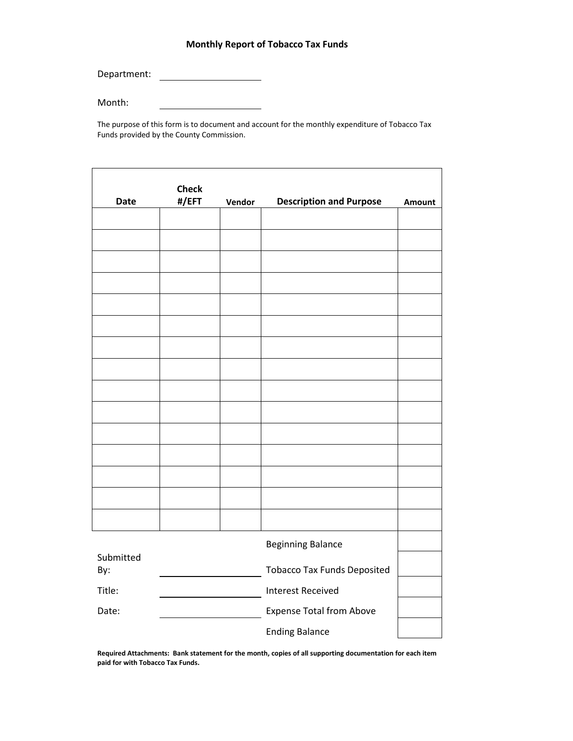# Monthly Report of Tobacco Tax Funds

Department: \_\_\_\_\_\_\_\_\_\_\_\_\_\_\_\_\_\_\_\_

Month: \_\_\_\_\_\_\_\_\_\_\_\_\_\_\_\_\_\_\_\_

The purpose of this form is to document and account for the monthly expenditure of Tobacco Tax Funds provided by the County Commission.

| Date | Check #/EFT | Vendor | Description and Purpose | Amount |
|---|---|---|---|---|
| | | | | |
| | | | | |
| | | | | |
| | | | | |
| | | | | |
| | | | | |
| | | | | |
| | | | | |
| | | | | |
| | | | | |
| | | | | |
| | | | | |
| | | | | |
| | | | | |
| | | | | |

| | | |
|---|---|---|
| | Beginning Balance | |
| Submitted By: \_\_\_\_\_\_\_\_\_\_\_\_\_\_\_\_\_\_\_\_ | Tobacco Tax Funds Deposited | |
| Title: \_\_\_\_\_\_\_\_\_\_\_\_\_\_\_\_\_\_\_\_ | Interest Received | |
| Date: \_\_\_\_\_\_\_\_\_\_\_\_\_\_\_\_\_\_\_\_ | Expense Total from Above | |
| | Ending Balance | |

**Required Attachments: Bank statement for the month, copies of all supporting documentation for each item paid for with Tobacco Tax Funds.**